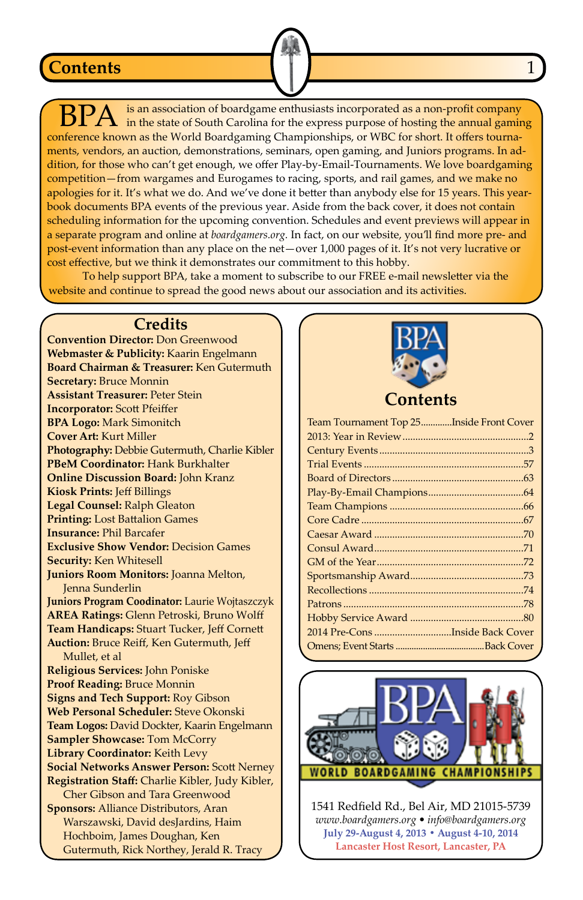# Contents

**BPA** is an association of boardgame enthusiasts incorporated as a non-profit company in the state of South Carolina for the express purpose of hosting the annual gaming conference known as the World Boardgaming Championships, or WBC for short. It offers tournaments, vendors, an auction, demonstrations, seminars, open gaming, and Juniors programs. In addition, for those who can't get enough, we offer Play-by-Email-Tournaments. We love boardgaming competition—from wargames and Eurogames to racing, sports, and rail games, and we make no apologies for it. It's what we do. And we've done it better than anybody else for 15 years. This yearbook documents BPA events of the previous year. Aside from the back cover, it does not contain scheduling information for the upcoming convention. Schedules and event previews will appear in a separate program and online at *boardgamers.org*. In fact, on our website, you'll find more pre- and post-event information than any place on the net—over 1,000 pages of it. It's not very lucrative or cost effective, but we think it demonstrates our commitment to this hobby.

To help support BPA, take a moment to subscribe to our FREE e-mail newsletter via the website and continue to spread the good news about our association and its activities.

## Credits

**Convention Director:** Don Greenwood
**Webmaster & Publicity:** Kaarin Engelmann
**Board Chairman & Treasurer:** Ken Gutermuth
**Secretary:** Bruce Monnin
**Assistant Treasurer:** Peter Stein
**Incorporator:** Scott Pfeiffer
**BPA Logo:** Mark Simonitch
**Cover Art:** Kurt Miller
**Photography:** Debbie Gutermuth, Charlie Kibler
**PBeM Coordinator:** Hank Burkhalter
**Online Discussion Board:** John Kranz
**Kiosk Prints:** Jeff Billings
**Legal Counsel:** Ralph Gleaton
**Printing:** Lost Battalion Games
**Insurance:** Phil Barcafer
**Exclusive Show Vendor:** Decision Games
**Security:** Ken Whitesell
**Juniors Room Monitors:** Joanna Melton, Jenna Sunderlin
**Juniors Program Coodinator:** Laurie Wojtaszczyk
**AREA Ratings:** Glenn Petroski, Bruno Wolff
**Team Handicaps:** Stuart Tucker, Jeff Cornett
**Auction:** Bruce Reiff, Ken Gutermuth, Jeff Mullet, et al
**Religious Services:** John Poniske
**Proof Reading:** Bruce Monnin
**Signs and Tech Support:** Roy Gibson
**Web Personal Scheduler:** Steve Okonski
**Team Logos:** David Dockter, Kaarin Engelmann
**Sampler Showcase:** Tom McCorry
**Library Coordinator:** Keith Levy
**Social Networks Answer Person:** Scott Nerney
**Registration Staff:** Charlie Kibler, Judy Kibler, Cher Gibson and Tara Greenwood
**Sponsors:** Alliance Distributors, Aran Warszawski, David desJardins, Haim Hochboim, James Doughan, Ken Gutermuth, Rick Northey, Jerald R. Tracy

## Contents

| | |
|---|---|
| Team Tournament Top 25 | Inside Front Cover |
| 2013: Year in Review | 2 |
| Century Events | 3 |
| Trial Events | 57 |
| Board of Directors | 63 |
| Play-By-Email Champions | 64 |
| Team Champions | 66 |
| Core Cadre | 67 |
| Caesar Award | 70 |
| Consul Award | 71 |
| GM of the Year | 72 |
| Sportsmanship Award | 73 |
| Recollections | 74 |
| Patrons | 78 |
| Hobby Service Award | 80 |
| 2014 Pre-Cons | Inside Back Cover |
| Omens; Event Starts | Back Cover |

BPA WORLD BOARDGAMING CHAMPIONSHIPS

1541 Redfield Rd., Bel Air, MD 21015-5739
*www.boardgamers.org* • *info@boardgamers.org*
**July 29-August 4, 2013 • August 4-10, 2014**
**Lancaster Host Resort, Lancaster, PA**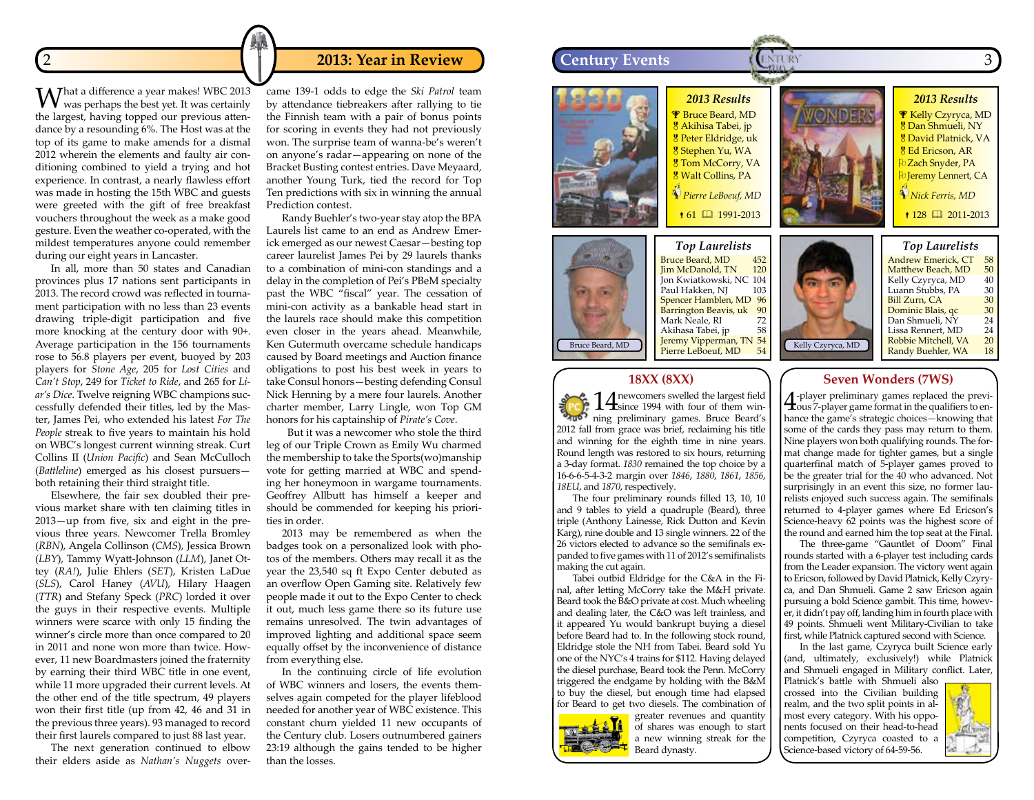## 2013: Year in Review

What a difference a year makes! WBC 2013 was perhaps the best yet. It was certainly the largest, having topped our previous attendance by a resounding 6%. The Host was at the top of its game to make amends for a dismal 2012 wherein the elements and faulty air conditioning combined to yield a trying and hot experience. In contrast, a nearly flawless effort was made in hosting the 15th WBC and guests were greeted with the gift of free breakfast vouchers throughout the week as a make good gesture. Even the weather co-operated, with the mildest temperatures anyone could remember during our eight years in Lancaster.

In all, more than 50 states and Canadian provinces plus 17 nations sent participants in 2013. The record crowd was reflected in tournament participation with no less than 23 events drawing triple-digit participation and five more knocking at the century door with 90+. Average participation in the 156 tournaments rose to 56.8 players per event, buoyed by 203 players for *Stone Age*, 205 for *Lost Cities* and *Can't Stop*, 249 for *Ticket to Ride*, and 265 for *Liar's Dice*. Twelve reigning WBC champions successfully defended their titles, led by the Master, James Pei, who extended his latest *For The People* streak to five years to maintain his hold on WBC's longest current winning streak. Curt Collins II (*Union Pacific*) and Sean McCulloch (*Battleline*) emerged as his closest pursuers—both retaining their third straight title.

Elsewhere, the fair sex doubled their previous market share with ten claiming titles in 2013—up from five, six and eight in the previous three years. Newcomer Trella Bromley (*RBN*), Angela Collinson (*CMS*), Jessica Brown (*LBY*), Tammy Wyatt-Johnson (*LLM*), Janet Ottey (*RA!*), Julie Ehlers (*SET*), Kristen LaDue (*SLS*), Carol Haney (*AVU*), Hilary Haagen (*TTR*) and Stefany Speck (*PRC*) lorded it over the guys in their respective events. Multiple winners were scarce with only 15 finding the winner's circle more than once compared to 20 in 2011 and none won more than twice. However, 11 new Boardmasters joined the fraternity by earning their third WBC title in one event, while 11 more upgraded their current levels. At the other end of the title spectrum, 49 players won their first title (up from 42, 46 and 31 in the previous three years). 93 managed to record their first laurels compared to just 88 last year.

The next generation continued to elbow their elders aside as *Nathan's Nuggets* overcame 139-1 odds to edge the *Ski Patrol* team by archived tiebreakers after rallying to tie the Finnish team with a pair of bonus points for scoring in events they had not previously won. The surprise team of wanna-be's weren't on anyone's radar—appearing on none of the Bracket Busting contest entries. Dave Meyaard, another Young Turk, tied the record for Top Ten predictions with six in winning the annual Prediction contest.

Randy Buehler's two-year stay atop the BPA Laurels list came to an end as Andrew Emerick emerged as our newest Caesar—besting top career laurelist James Pei by 29 laurels thanks to a combination of mini-con standings and a delay in the completion of Pei's PBeM specialty past the WBC "fiscal" year. The cessation of mini-con activity as a bankable head start in the laurels race should make this competition even closer in the years ahead. Meanwhile, Ken Gutermuth overcame schedule handicaps caused by Board meetings and Auction finance obligations to post his best week in years to take Consul honors—besting defending Consul Nick Henning by a mere four laurels. Another charter member, Larry Lingle, won Top GM honors for his captainship of *Pirate's Cove*.

But it was a newcomer who stole the third leg of our Triple Crown as Emily Wu charmed the membership to take the Sports(wo)manship vote for getting married at WBC and spending her honeymoon in wargame tournaments. Geoffrey Allbutt has himself a keeper and should be commended for keeping his priorities in order.

2013 may be remembered as when the badges took on a personalized look with photos of the members. Others may recall it as the year the 23,540 sq ft Expo Center debuted as an overflow Open Gaming site. Relatively few people made it out to the Expo Center to check it out, much less game there so its future use remains unresolved. The twin advantages of improved lighting and additional space seem equally offset by the inconvenience of distance from everything else.

In the continuing circle of life evolution of WBC winners and losers, the events themselves again competed for the player lifeblood needed for another year of WBC existence. This constant churn yielded 11 new occupants of the Century club. Losers outnumbered gainers 23:19 although the gains tended to be higher than the losses.

## Century Events

### 2013 Results (1830)

- 🏆 Bruce Beard, MD
- Akihisa Tabei, jp
- Peter Eldridge, uk
- Stephen Yu, WA
- Tom McCorry, VA
- Walt Collins, PA

*Pierre LeBoeuf, MD*

61 · 1991-2013

Bruce Beard, MD

| Top Laurelists | |
|---|---|
| Bruce Beard, MD | 452 |
| Jim McDonald, TN | 120 |
| Jon Kwiatkowski, NC | 104 |
| Paul Hakken, NJ | 103 |
| Spencer Hamblen, MD | 96 |
| Barrington Beavis, uk | 90 |
| Mark Neale, RI | 72 |
| Akihasa Tabei, jp | 58 |
| Jeremy Vipperman, TN | 54 |
| Pierre LeBoeuf, MD | 54 |

### 2013 Results (7 Wonders)

- 🏆 Kelly Czyryca, MD
- Dan Shmueli, NY
- David Platnick, VA
- Ed Ericson, AR
- Zach Snyder, PA
- Jeremy Lennert, CA

*Nick Ferris, MD*

128 · 2011-2013

Kelly Czyryca, MD

| Top Laurelists | |
|---|---|
| Andrew Emerick, CT | 58 |
| Matthew Beach, MD | 50 |
| Kelly Czyryca, MD | 40 |
| Luann Stubbs, PA | 30 |
| Bill Zurn, CA | 30 |
| Dominic Blais, qc | 30 |
| Dan Shmueli, NY | 24 |
| Lissa Rennert, MD | 24 |
| Robbie Mitchell, VA | 20 |
| Randy Buehler, WA | 18 |

### 18XX (8XX)

14 newcomers swelled the largest field since 1994 with four of them winning preliminary games. Bruce Beard's 2012 fall from grace was brief, reclaiming his title and winning for the eighth time in nine years. Round length was restored to six hours, returning a 3-day format. *1830* remained the top choice by a 16-6-6-5-4-3-2 margin over *1846*, *1880*, *1861*, *1856*, *18EU*, and *1870*, respectively.

The four preliminary rounds filled 13, 10, 10 and 9 tables to yield a quadruple (Beard), three triple (Anthony Lainesse, Rick Dutton and Kevin Karg), nine double and 13 single winners. 22 of the 26 victors elected to advance so the semifinals expanded to five games with 11 of 2012's semifinalists making the cut again.

Tabei outbid Eldridge for the C&A in the Final, after letting McCorry take the M&H private. Beard took the B&O private at cost. Much wheeling and dealing later, the C&O was left trainless, and it appeared Yu would bankrupt buying a diesel before Beard had to. In the following stock round, Eldridge stole the NH from Tabei. Beard sold Yu one of the NYC's 4 trains for $112. Having delayed the diesel purchase, Beard took the Penn. McCorry triggered the endgame by holding with the B&M to buy the diesel, but enough time had elapsed for Beard to get two diesels. The combination of greater revenues and quantity of shares was enough to start a new winning streak for the Beard dynasty.

### Seven Wonders (7WS)

4-player preliminary games replaced the previous 7-player game format in the qualifiers to enhance the game's strategic choices—knowing that some of the cards they pass may return to them. Nine players won both qualifying rounds. The format change made for tighter games, but a single quarterfinal match of 5-player games proved to be the greater trial for the 40 who advanced. Not surprisingly in an event this size, no former laurelists enjoyed such success again. The semifinals returned to 4-player games where Ed Ericson's Science-heavy 62 points was the highest score of the round and earned him the top seat at the Final.

The three-game "Gauntlet of Doom" Final rounds started with a 6-player test including cards from the Leader expansion. The victory went again to Ericson, followed by David Platnick, Kelly Czyryca, and Dan Shmueli. Game 2 saw Ericson again pursuing a bold Science gambit. This time, however, it didn't pay off, landing him in fourth place with 49 points. Shmueli went Military-Civilian to take first, while Platnick captured second with Science.

In the last game, Czyryca built Science early (and, ultimately, exclusively!) while Platnick and Shmueli engaged in Military conflict. Later, Platnick's battle with Shmueli also crossed into the Civilian building realm, and the two split points in almost every category. With his opponents focused on their head-to-head competition, Czyryca coasted to a Science-based victory of 64-59-56.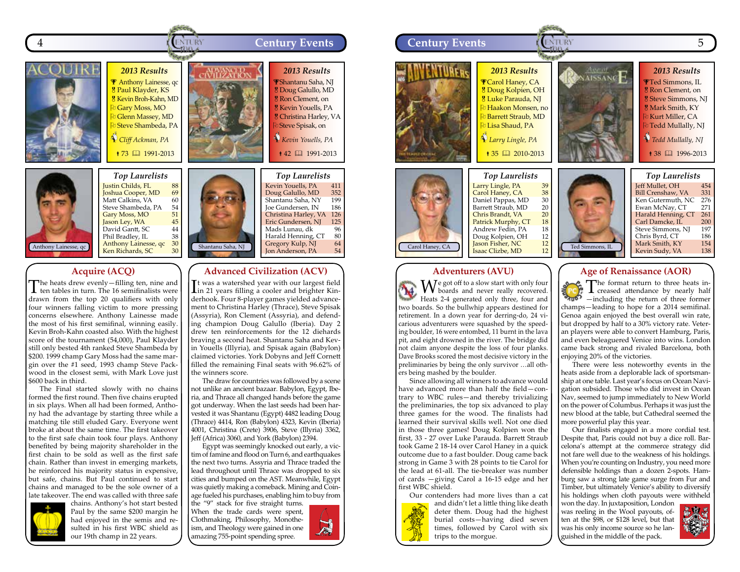## Acquire (ACQ)

### 2013 Results

- Anthony Lainesse, qc
- Paul Klayder, KS
- Kevin Broh-Kahn, MD
- Gary Moss, MO
- Glenn Massey, MD
- Steve Shambeda, PA

*Cliff Ackman, PA*

73 — 1991-2013

### Top Laurelists

| Name | Points |
|---|---|
| Justin Childs, FL | 88 |
| Joshua Cooper, MD | 69 |
| Matt Calkins, VA | 60 |
| Steve Shambeda, PA | 54 |
| Gary Moss, MO | 51 |
| Jason Ley, WA | 45 |
| David Gantt, SC | 44 |
| Phil Bradley, IL | 38 |
| Anthony Lainesse, qc | 30 |
| Ken Richards, SC | 30 |

Anthony Lainesse, qc

The heats drew evenly—filling ten, nine and ten tables in turn. The 16 semifinalists were drawn from the top 20 qualifiers with only four winners falling victim to more pressing concerns elsewhere. Anthony Lainesse made the most of his first semifinal, winning easily. Kevin Broh-Kahn coasted also. With the highest score of the tournament (54,000), Paul Klayder still only bested 4th ranked Steve Shambeda by $200. 1999 champ Gary Moss had the same margin over the #1 seed, 1993 champ Steve Packwood in the closest semi, with Mark Love just $600 back in third.

The Final started slowly with no chains formed the first round. Then five chains erupted in six plays. When all had been formed, Anthony had the advantage by starting three while a matching title still eluded Gary. Everyone went broke at about the same time. The first takeover to the first safe chain took four plays. Anthony benefited by being majority shareholder in the first chain to be sold as well as the first safe chain. Rather than invest in emerging markets, he reinforced his majority status in expensive, but safe, chains. But Paul continued to start chains and managed to be the sole owner of a late takeover. The end was called with three safe chains. Anthony's hot start bested Paul by the same $200 margin he had enjoyed in the semis and resulted in his first WBC shield as our 19th champ in 22 years.

## Advanced Civilization (ACV)

### 2013 Results

- Shantanu Saha, NJ
- Doug Galullo, MD
- Ron Clement, on
- Kevin Youells, PA
- Christina Harley, VA
- Steve Spisak, on

*Kevin Youells, PA*

42 — 1991-2013

### Top Laurelists

| Name | Points |
|---|---|
| Kevin Youells, PA | 411 |
| Doug Galullo, MD | 352 |
| Shantanu Saha, NY | 199 |
| Joe Gundersen, IN | 186 |
| Christina Harley, VA | 126 |
| Eric Gundersen, NJ | 125 |
| Mads Lunau, dk | 96 |
| Harald Henning, CT | 80 |
| Gregory Kulp, NJ | 64 |
| Jon Anderson, PA | 54 |

Shantanu Saha, NJ

It was a watershed year with our largest field in 21 years filling a cooler and brighter Kinderhook. Four 8-player games yielded advancement to Christina Harley (Thrace), Steve Spisak (Assyria), Ron Clement (Assyria), and defending champion Doug Galullo (Iberia). Day 2 drew ten reinforcements for the 12 diehards braving a second heat. Shantanu Saha and Kevin Youells (Illyria), and Spisak again (Babylon) claimed victories. York Dobyns and Jeff Cornett filled the remaining Final seats with 96.62% of the winners score.

The draw for countries was followed by a scene not unlike an ancient bazaar. Babylon, Egypt, Iberia, and Thrace all changed hands before the game got underway. When the last seeds had been harvested it was Shantanu (Egypt) 4482 leading Doug (Thrace) 4414, Ron (Babylon) 4323, Kevin (Iberia) 4001, Christina (Crete) 3906, Steve (Illyria) 3362, Jeff (Africa) 3060, and York (Babylon) 2394.

Egypt was seemingly knocked out early, a victim of famine and flood on Turn 6, and earthquakes the next two turns. Assyria and Thrace traded the lead throughout until Thrace was dropped to six cities and bumped on the AST. Meanwhile, Egypt was quietly making a comeback. Mining and Coinage fueled his purchases, enabling him to buy from the "9" stack for five straight turns. When the trade cards were spent, Clothmaking, Philosophy, Monotheism, and Theology were gained in one amazing 755-point spending spree.

## Adventurers (AVU)

### 2013 Results

- Carol Haney, CA
- Doug Kolpien, OH
- Luke Parauda, NJ
- Haakon Monsen, no
- Barrett Straub, MD
- Lisa Shaud, PA

*Larry Lingle, PA*

35 — 2010-2013

### Top Laurelists

| Name | Points |
|---|---|
| Larry Lingle, PA | 39 |
| Carol Haney, CA | 38 |
| Daniel Pappas, MD | 30 |
| Barrett Straub, MD | 20 |
| Chris Brandt, VA | 20 |
| Patrick Murphy, CT | 18 |
| Andrew Fedin, PA | 18 |
| Doug Kolpien, OH | 12 |
| Jason Fisher, NC | 12 |
| Isaac Clizbe, MD | 12 |

Carol Haney, CA

We got off to a slow start with only four boards and never really recovered. Heats 2-4 generated only three, four and two boards. So the bullwhip appears destined for retirement. In a down year for derring-do, 24 vicarious adventurers were squashed by the speeding boulder, 16 were entombed, 11 burnt in the lava pit, and eight drowned in the river. The bridge did not claim anyone despite the loss of four planks. Dave Brooks scored the most decisive victory in the preliminaries by being the only survivor …all others being mashed by the boulder.

Since allowing all winners to advance would have meant more than half the field—contrary to WBC rules—and thereby trivializing the preliminaries, the top six advanced to play three games for the wood. The finalists had learned their survival skills well. Not one died in those three games! Doug Kolpien won the first, 33 - 27 over Luke Parauda. Barrett Straub took Game 2 18-14 over Carol Haney in a quick outcome due to a fast boulder. Doug came back strong in Game 3 with 28 points to tie Carol for the lead at 61-all. The tie-breaker was number of cards —giving Carol a 16-15 edge and her first WBC shield.

Our contenders had more lives than a cat and didn't let a little thing like death deter them. Doug had the highest burial costs—having died seven times, followed by Carol with six trips to the morgue.

## Age of Renaissance (AOR)

### 2013 Results

- Ted Simmons, IL
- Ron Clement, on
- Steve Simmons, NJ
- Mark Smith, KY
- Kurt Miller, CA
- Tedd Mullally, NJ

*Tedd Mullally, NJ*

38 — 1996-2013

### Top Laurelists

| Name | Points |
|---|---|
| Jeff Mullet, OH | 454 |
| Bill Crenshaw, VA | 331 |
| Ken Gutermuth, NC | 276 |
| Ewan McNay, CT | 271 |
| Harald Henning, CT | 261 |
| Carl Damcke, IL | 200 |
| Steve Simmons, NJ | 197 |
| Chris Byrd, CT | 186 |
| Mark Smith, KY | 154 |
| Kevin Sudy, VA | 138 |

Ted Simmons, IL

The format return to three heats increased attendance by nearly half —including the return of three former champs—leading to hope for a 2014 semifinal. Genoa again enjoyed the best overall win rate, but dropped by half to a 30% victory rate. Veteran players were able to convert Hamburg, Paris, and even beleaguered Venice into wins. London came back strong and rivaled Barcelona, both enjoying 20% of the victories.

There were less noteworthy events in the heats aside from a deplorable lack of sportsmanship at one table. Last year's focus on Ocean Navigation subsided. Those who did invest in Ocean Nav, seemed to jump immediately to New World on the power of Columbus. Perhaps it was just the new blood at the table, but Cathedral seemed the more powerful play this year.

Our finalists engaged in a more cordial test. Despite that, Paris could not buy a dice roll. Barcelona's attempt at the commerce strategy did not fare well due to the weakness of his holdings. When you're counting on Industry, you need more defensible holdings than a dozen 2-spots. Hamburg saw a strong late game surge from Fur and Timber, but ultimately Venice's ability to diversify his holdings when cloth payouts were withheld won the day. In juxtaposition, London was reeling in the Wool payouts, often at the $98, or $128 level, but that was his only income source so he languished in the middle of the pack.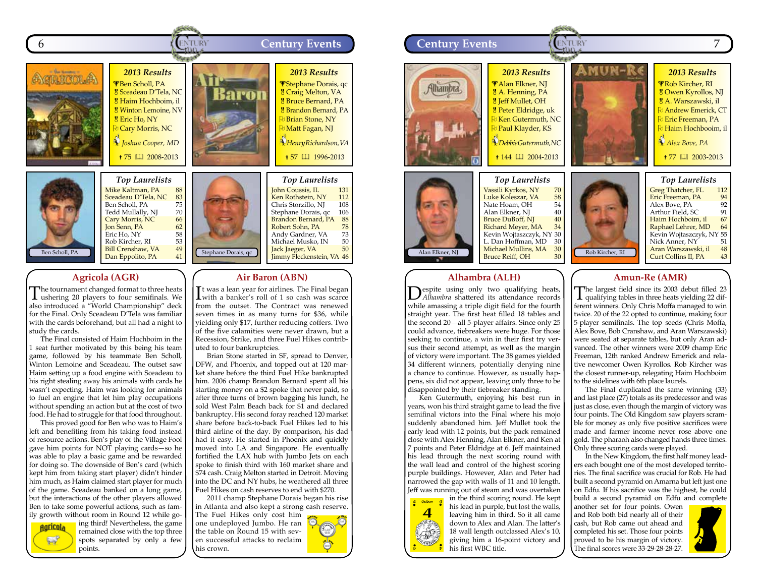## Agricola (AGR)

**2013 Results**

- Ben Scholl, PA
- Sceadeau D'Tela, NC
- Haim Hochboim, il
- Winton Lemoine, NV
- Eric Ho, NY
- Cary Morris, NC

*Joshua Cooper, MD*

75 — 2008-2013

**Top Laurelists**

| Name | Laurels |
|---|---|
| Mike Kaltman, PA | 88 |
| Sceadeau D'Tela, NC | 83 |
| Ben Scholl, PA | 75 |
| Tedd Mullally, NJ | 70 |
| Cary Morris, NC | 66 |
| Jon Senn, PA | 62 |
| Eric Ho, NY | 58 |
| Rob Kircher, RI | 53 |
| Bill Crenshaw, VA | 49 |
| Dan Eppolito, PA | 41 |

Ben Scholl, PA

The tournament changed format to three heats ushering 20 players to four semifinals. We also introduced a "World Championship" deck for the Final. Only Sceadeau D'Tela was familiar with the cards beforehand, but all had a night to study the cards.

The Final consisted of Haim Hochboim in the 1 seat further motivated by this being his team game, followed by his teammate Ben Scholl, Winton Lemoine and Sceadeau. The outset saw Haim setting up a food engine with Sceadeau to his right stealing away his animals with cards he wasn't expecting. Haim was looking for animals to fuel an engine that let him play occupations without spending an action but at the cost of two food. He had to struggle for that food throughout.

This proved good for Ben who was to Haim's left and benefiting from his taking food instead of resource actions. Ben's play of the Village Fool gave him points for NOT playing cards—so he was able to play a basic game and be rewarded for doing so. The downside of Ben's card (which kept him from taking start player) didn't hinder him much, as Haim claimed start player for much of the game. Sceadeau banked on a long game, but the interactions of the other players allowed Ben to take some powerful actions, such as family growth without room in Round 12 while going third! Nevertheless, the game remained close with the top three spots separated by only a few points.

## Air Baron (ABN)

**2013 Results**

- Stephane Dorais, qc
- Craig Melton, VA
- Bruce Bernard, PA
- Brandon Bernard, PA
- Brian Stone, NY
- Matt Fagan, NJ

*Henry Richardson, VA*

57 — 1996-2013

**Top Laurelists**

| Name | Laurels |
|---|---|
| John Coussis, IL | 131 |
| Ken Rothstein, NY | 112 |
| Chris Storzillo, NJ | 108 |
| Stephane Dorais, qc | 106 |
| Brandon Bernard, PA | 88 |
| Robert Sohn, PA | 78 |
| Andy Gardner, VA | 73 |
| Michael Musko, IN | 50 |
| Jack Jaeger, VA | 50 |
| Jimmy Fleckenstein, VA | 46 |

Stephane Dorais, qc

It was a lean year for airlines. The Final began with a banker's roll of 1 so cash was scarce from the outset. The Contract was renewed seven times in as many turns for $36, while yielding only $17, further reducing coffers. Two of the five calamities were never drawn, but a Recession, Strike, and three Fuel Hikes contributed to four bankruptcies.

Brian Stone started in SF, spread to Denver, DFW, and Phoenix, and topped out at 120 market share before the third Fuel Hike bankrupted him. 2006 champ Brandon Bernard spent all his starting money on a $2 spoke that never paid, so after three turns of brown bagging his lunch, he sold West Palm Beach back for $1 and declared bankruptcy. His second foray reached 120 market share before back-to-back Fuel Hikes led to his third airline of the day. By comparison, his dad had it easy. He started in Phoenix and quickly moved into LA and Singapore. He eventually fortified the LAX hub with Jumbo Jets on each spoke to finish third with 160 market share and $74 cash. Craig Melton started in Detroit. Moving into the DC and NY hubs, he weathered all three Fuel Hikes on cash reserves to end with $270.

2011 champ Stephane Dorais began his rise in Atlanta and also kept a strong cash reserve. The Fuel Hikes only cost him one undeployed Jumbo. He ran the table on Round 15 with seven successful attacks to reclaim his crown.

## Alhambra (ALH)

**2013 Results**

- Alan Elkner, NJ
- A. Henning, PA
- Jeff Mullet, OH
- Peter Eldridge, uk
- Ken Gutermuth, NC
- Paul Klayder, KS

*Debbie Gutermuth, NC*

144 — 2004-2013

**Top Laurelists**

| Name | Laurels |
|---|---|
| Vassili Kyrkos, NY | 70 |
| Luke Koleszar, VA | 58 |
| Nate Hoam, OH | 54 |
| Alan Elkner, NJ | 40 |
| Bruce DuBoff, NJ | 40 |
| Richard Meyer, MA | 34 |
| Kevin Wojtaszczyk, NY | 30 |
| L. Dan Hoffman, MD | 30 |
| Michael Mullins, MA | 30 |
| Bruce Reiff, OH | 30 |

Alan Elkner, NJ

Despite using only two qualifying heats, *Alhambra* shattered its attendance records while amassing a triple digit field for the fourth straight year. The first heat filled 18 tables and the second 20—all 5-player affairs. Since only 25 could advance, tiebreakers were huge. For those seeking to continue, a win in their first try versus their second attempt, as well as the margin of victory were important. The 38 games yielded 34 different winners, potentially denying nine a chance to continue. However, as usually happens, six did not appear, leaving only three to be disappointed by their tiebreaker standing.

Ken Gutermuth, enjoying his best run in years, won his third straight game to lead the five semifinal victors into the Final where his mojo suddenly abandoned him. Jeff Mullet took the early lead with 12 points, but the pack remained close with Alex Henning, Alan Elkner, and Ken at 7 points and Peter Eldridge at 6. Jeff maintained his lead through the next scoring round with the wall lead and control of the highest scoring purple buildings. However, Alan and Peter had narrowed the gap with walls of 11 and 10 length. Jeff was running out of steam and was overtaken in the third scoring round. He kept his lead in purple, but lost the walls, leaving him in third. So it all came down to Alex and Alan. The latter's 18 wall length outclassed Alex's 10, giving him a 16-point victory and his first WBC title.

## Amun-Re (AMR)

**2013 Results**

- Rob Kircher, RI
- Owen Kyrollos, NJ
- A. Warszawski, il
- Andrew Emerick, CT
- Eric Freeman, PA
- Haim Hochboim, il

*Alex Bove, PA*

77 — 2003-2013

**Top Laurelists**

| Name | Laurels |
|---|---|
| Greg Thatcher, FL | 112 |
| Eric Freeman, PA | 94 |
| Alex Bove, PA | 92 |
| Arthur Field, SC | 91 |
| Haim Hochboim, il | 67 |
| Raphael Lehrer, MD | 64 |
| Kevin Wojtaszczyk, NY | 55 |
| Nick Anner, NY | 51 |
| Aran Warszawski, il | 48 |
| Curt Collins II, PA | 43 |

Rob Kircher, RI

The largest field since its 2003 debut filled 23 qualifying tables in three heats yielding 22 different winners. Only Chris Moffa managed to win twice. 20 of the 22 opted to continue, making four 5-player semifinals. The top seeds (Chris Moffa, Alex Bove, Bob Cranshaw, and Aran Warszawski) were seated at separate tables, but only Aran advanced. The other winners were 2009 champ Eric Freeman, 12th ranked Andrew Emerick and relative newcomer Owen Kyrollos. Rob Kircher was the closest runner-up, relegating Haim Hochboim to the sidelines with 6th place laurels.

The Final duplicated the same winning (33) and last place (27) totals as its predecessor and was just as close, even though the margin of victory was four points. The Old Kingdom saw players scramble for money as only five positive sacrifices were made and farmer income never rose above one gold. The pharaoh also changed hands three times. Only three scoring cards were played.

In the New Kingdom, the first half money leaders each bought one of the most developed territories. The final sacrifice was crucial for Rob. He had built a second pyramid on Amun but left just one on Edfu. If his sacrifice was the highest, he could build a second pyramid on Edfu and complete another set for four points. Owen and Rob both bid nearly all of their cash, but Rob came out ahead and completed his set. Those four points proved to be his margin of victory. The final scores were 33-29-28-28-27.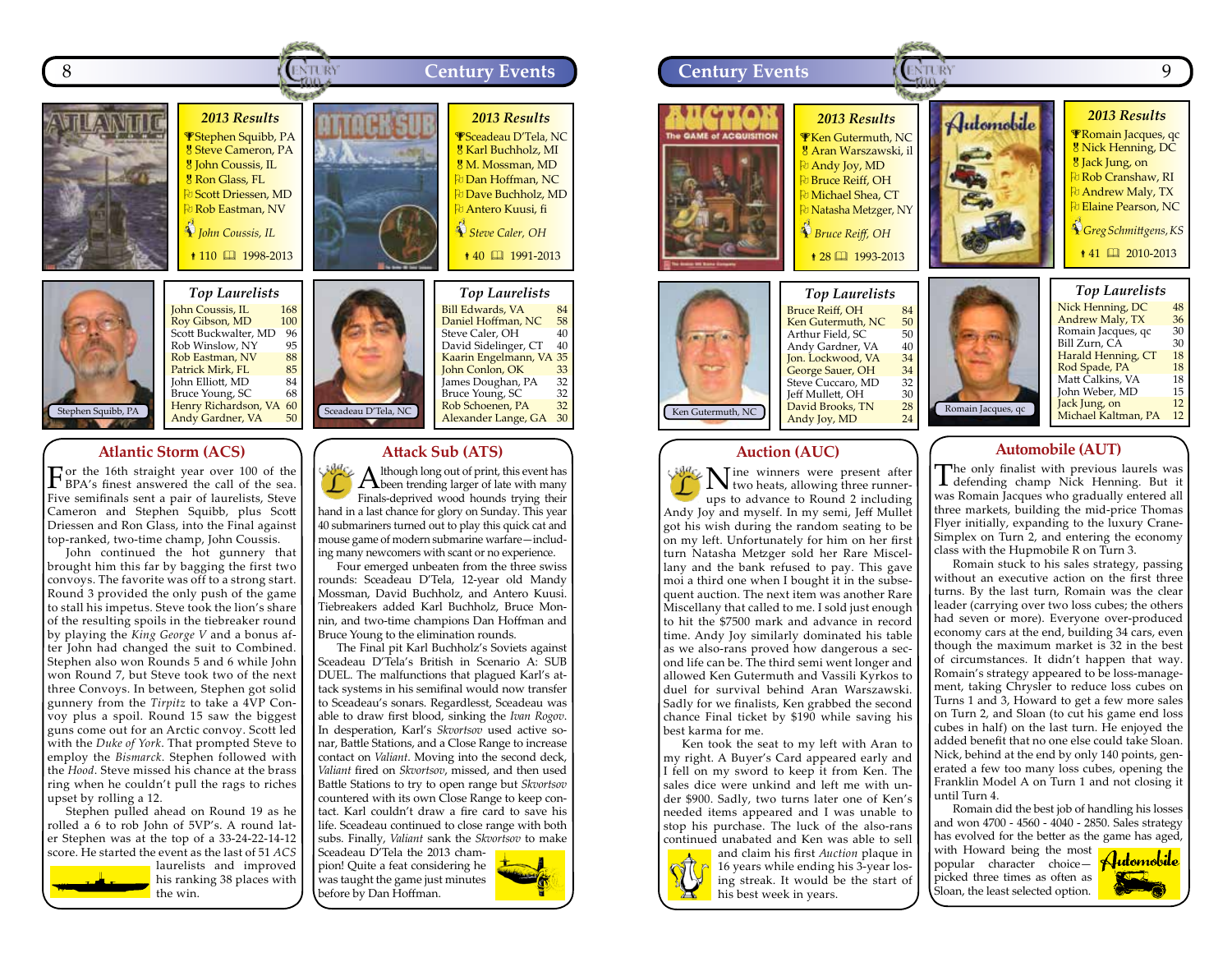## Atlantic Storm (ACS)

### 2013 Results

- Stephen Squibb, PA
- Steve Cameron, PA
- John Coussis, IL
- Ron Glass, FL
- Scott Driessen, MD
- Rob Eastman, NV

*John Coussis, IL*

110 · 1998-2013

### Top Laurelists

| Name | Points |
|---|---|
| John Coussis, IL | 168 |
| Roy Gibson, MD | 100 |
| Scott Buckwalter, MD | 96 |
| Rob Winslow, NY | 95 |
| Rob Eastman, NV | 88 |
| Patrick Mirk, FL | 85 |
| John Elliott, MD | 84 |
| Bruce Young, SC | 68 |
| Henry Richardson, VA | 60 |
| Andy Gardner, VA | 50 |

Stephen Squibb, PA

For the 16th straight year over 100 of the BPA's finest answered the call of the sea. Five semifinals sent a pair of laurelists, Steve Cameron and Stephen Squibb, plus Scott Driessen and Ron Glass, into the Final against top-ranked, two-time champ, John Coussis.

John continued the hot gunnery that brought him this far by bagging the first two convoys. The favorite was off to a strong start. Round 3 provided the only push of the game to stall his impetus. Steve took the lion's share of the resulting spoils in the tiebreaker round by playing the *King George V* and a bonus after John had changed the suit to Combined. Stephen also won Rounds 5 and 6 while John won Round 7, but Steve took two of the next three Convoys. In between, Stephen got solid gunnery from the *Tirpitz* to take a 4VP Convoy plus a spoil. Round 15 saw the biggest guns come out for an Arctic convoy. Scott led with the *Duke of York*. That prompted Steve to employ the *Bismarck*. Stephen followed with the *Hood*. Steve missed his chance at the brass ring when he couldn't pull the rags to riches upset by rolling a 12.

Stephen pulled ahead on Round 19 as he rolled a 6 to rob John of 5VP's. A round later Stephen was at the top of a 33-24-22-14-12 score. He started the event as the last of 51 *ACS* laurelists and improved his ranking 38 places with the win.

## Attack Sub (ATS)

### 2013 Results

- Sceadeau D'Tela, NC
- Karl Buchholz, MI
- M. Mossman, MD
- Dan Hoffman, NC
- Dave Buchholz, MD
- Antero Kuusi, fi

*Steve Caler, OH*

40 · 1991-2013

### Top Laurelists

| Name | Points |
|---|---|
| Bill Edwards, VA | 84 |
| Daniel Hoffman, NC | 58 |
| Steve Caler, OH | 40 |
| David Sidelinger, CT | 40 |
| Kaarin Engelmann, VA | 35 |
| John Conlon, OK | 33 |
| James Doughan, PA | 32 |
| Bruce Young, SC | 32 |
| Rob Schoenen, PA | 32 |
| Alexander Lange, GA | 30 |

Sceadeau D'Tela, NC

Although long out of print, this event has been trending larger of late with many Finals-deprived wood hounds trying their hand in a last chance for glory on Sunday. This year 40 submariners turned out to play this quick cat and mouse game of modern submarine warfare—including many newcomers with scant or no experience.

Four emerged unbeaten from the three swiss rounds: Sceadeau D'Tela, 12-year old Mandy Mossman, David Buchholz, and Antero Kuusi. Tiebreakers added Karl Buchholz, Bruce Monnin, and two-time champions Dan Hoffman and Bruce Young to the elimination rounds.

The Final pit Karl Buchholz's Soviets against Sceadeau D'Tela's British in Scenario A: SUB DUEL. The malfunctions that plagued Karl's attack systems in his semifinal would now transfer to Sceadeau's sonars. Regardlesst, Sceadeau was able to draw first blood, sinking the *Ivan Rogov*. In desperation, Karl's *Skvortsov* used active sonar, Battle Stations, and a Close Range to increase contact on *Valiant*. Moving into the second deck, *Valiant* fired on *Skvortsov*, missed, and then used Battle Stations to try to open range but *Skvortsov* countered with its own Close Range to keep contact. Karl couldn't draw a fire card to save his life. Sceadeau continued to close range with both subs. Finally, *Valiant* sank the *Skvortsov* to make Sceadeau D'Tela the 2013 champion! Quite a feat considering he was taught the game just minutes before by Dan Hoffman.

## Auction (AUC)

### 2013 Results

- Ken Gutermuth, NC
- Aran Warszawski, il
- Andy Joy, MD
- Bruce Reiff, OH
- Michael Shea, CT
- Natasha Metzger, NY

*Bruce Reiff, OH*

28 · 1993-2013

### Top Laurelists

| Name | Points |
|---|---|
| Bruce Reiff, OH | 84 |
| Ken Gutermuth, NC | 50 |
| Arthur Field, SC | 50 |
| Andy Gardner, VA | 40 |
| Jon. Lockwood, VA | 34 |
| George Sauer, OH | 34 |
| Steve Cuccaro, MD | 32 |
| Jeff Mullett, OH | 30 |
| David Brooks, TN | 28 |
| Andy Joy, MD | 24 |

Ken Gutermuth, NC

Nine winners were present after two heats, allowing three runner-ups to advance to Round 2 including Andy Joy and myself. In my semi, Jeff Mullet got his wish during the random seating to be on my left. Unfortunately for him on her first turn Natasha Metzger sold her Rare Miscellany that called to me. Fortunately for me, I bought it. This gave moi a third one when I bought it in the subsequent auction. The next item was another Rare Miscellany that called to me. I sold just enough to hit the $7500 mark and advance in record time. Andy Joy similarly dominated his table as we also-rans proved how dangerous a second life can be. The third semi went longer and allowed Ken Gutermuth and Vassili Kyrkos to duel for survival behind Aran Warszawski. Sadly for we finalists, Ken grabbed the second chance Final ticket by $190 while saving his best karma for me.

Ken took the seat to my left with Aran to my right. A Buyer's Card appeared early and I fell on my sword to keep it from Ken. The sales dice were unkind and left me with under $900. Sadly, two turns later one of Ken's needed items appeared and I was unable to stop his purchase. The luck of the also-rans continued unabated and Ken was able to sell and claim his first *Auction* plaque in 16 years while ending his 3-year losing streak. It would be the start of his best week in years.

## Automobile (AUT)

### 2013 Results

- Romain Jacques, qc
- Nick Henning, DC
- Jack Jung, on
- Rob Cranshaw, RI
- Andrew Maly, TX
- Elaine Pearson, NC

*Greg Schmittgens, KS*

41 · 2010-2013

### Top Laurelists

| Name | Points |
|---|---|
| Nick Henning, DC | 48 |
| Andrew Maly, TX | 36 |
| Romain Jacques, qc | 30 |
| Bill Zurn, CA | 30 |
| Harald Henning, CT | 18 |
| Rod Spade, PA | 18 |
| Matt Calkins, VA | 18 |
| John Weber, MD | 15 |
| Jack Jung, on | 12 |
| Michael Kaltman, PA | 12 |

Romain Jacques, qc

The only finalist with previous laurels was defending champ Nick Henning. But it was Romain Jacques who gradually entered all three markets, building the mid-price Thomas Flyer initially, expanding to the luxury Crane-Simplex on Turn 2, and entering the economy class with the Hupmobile R on Turn 3.

Romain stuck to his sales strategy, passing without an executive action on the first three turns. By the last turn, Romain was the clear leader (carrying over two loss cubes; the others had seven or more). Everyone over-produced economy cars at the end, building 34 cars, even though the maximum market is 32 in the best of circumstances. It didn't happen that way. Romain's strategy appeared to be loss-management, taking Chrysler to reduce loss cubes on Turns 1 and 3, Howard to get a few more sales on Turn 2, and Sloan (to cut his game end loss cubes in half) on the last turn. He enjoyed the added benefit that no one else could take Sloan. Nick, behind at the end by only 140 points, generated a few too many loss cubes, opening the Franklin Model A on Turn 1 and not closing it until Turn 4.

Romain did the best job of handling his losses and won 4700 - 4560 - 4040 - 2850. Sales strategy has evolved for the better as the game has aged, with Howard being the most popular character choice—picked three times as often as Sloan, the least selected option.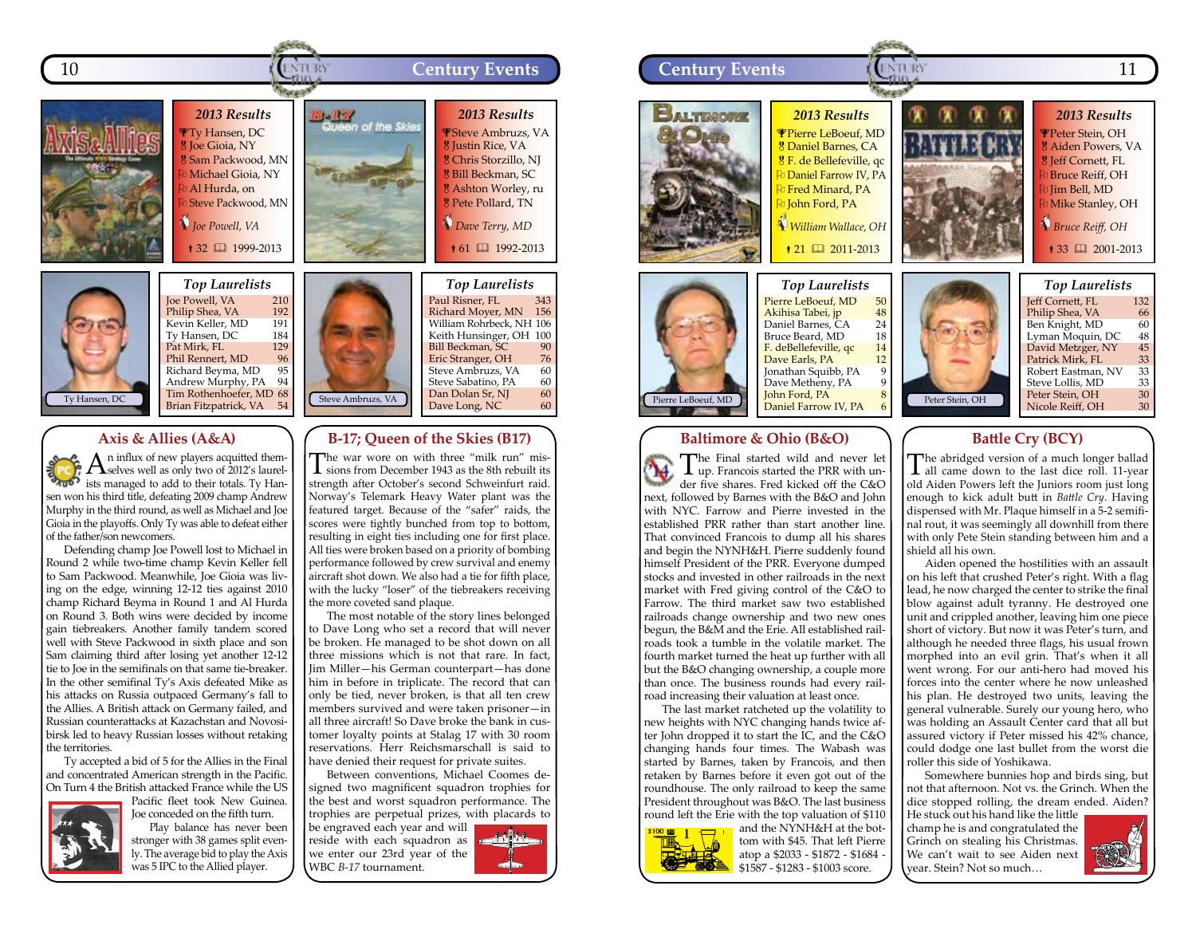## Century Events

### 2013 Results — Axis & Allies

- Ty Hansen, DC
- Joe Gioia, NY
- Sam Packwood, MN
- Michael Gioia, NY
- Al Hurda, on
- Steve Packwood, MN

*Joe Powell, VA*

32 · 1999-2013

### Top Laurelists

| | |
|---|---|
| Joe Powell, VA | 210 |
| Philip Shea, VA | 192 |
| Kevin Keller, MD | 191 |
| Ty Hansen, DC | 184 |
| Pat Mirk, FL | 129 |
| Phil Rennert, MD | 96 |
| Richard Beyma, MD | 95 |
| Andrew Murphy, PA | 94 |
| Tim Rothenhoefer, MD | 68 |
| Brian Fitzpatrick, VA | 54 |

Ty Hansen, DC

### 2013 Results — B-17 Queen of the Skies

- Steve Ambruzs, VA
- Justin Rice, VA
- Chris Storzillo, NJ
- Bill Beckman, SC
- Ashton Worley, ru
- Pete Pollard, TN

*Dave Terry, MD*

61 · 1992-2013

### Top Laurelists

| | |
|---|---|
| Paul Risner, FL | 343 |
| Richard Moyer, MN | 156 |
| William Rohrbeck, NH | 106 |
| Keith Hunsinger, OH | 100 |
| Bill Beckman, SC | 90 |
| Eric Stranger, OH | 76 |
| Steve Ambruzs, VA | 60 |
| Steve Sabatino, PA | 60 |
| Dan Dolan Sr, NJ | 60 |
| Dave Long, NC | 60 |

Steve Ambruzs, VA

## Axis & Allies (A&A)

An influx of new players acquitted themselves well as only two of 2012's laurelists managed to add to their totals. Ty Hansen won his third title, defeating 2009 champ Andrew Murphy in the third round, as well as Michael and Joe Gioia in the playoffs. Only Ty was able to defeat either of the father/son newcomers.

Defending champ Joe Powell lost to Michael in Round 2 while two-time champ Kevin Keller fell to Sam Packwood. Meanwhile, Joe Gioia was living on the edge, winning 12-12 ties against 2010 champ Richard Beyma in Round 1 and Al Hurda on Round 3. Both wins were decided by income gain tiebreakers. Another family tandem scored well with Steve Packwood in sixth place and son Sam claiming third after losing yet another 12-12 tie to Joe in the semifinals on that same tie-breaker. In the other semifinal Ty's Axis defeated Mike as his attacks on Russia outpaced Germany's fall to the Allies. A British attack on Germany failed, and Russian counterattacks at Kazakhstan and Novosibirsk led to heavy Russian losses without retaking the territories.

Ty accepted a bid of 5 for the Allies in the Final and concentrated American strength in the Pacific. On Turn 4 the British attacked France while the US Pacific fleet took New Guinea. Joe conceded on the fifth turn.

Play balance has never been stronger with 38 games split evenly. The average bid to play the Axis was 5 IPC to the Allied player.

## B-17; Queen of the Skies (B17)

The war wore on with three "milk run" missions from December 1943 as the 8th rebuilt its strength after October's second Schweinfurt raid. Norway's Telemark Heavy Water plant was the featured target. Because of the "safer" raids, the scores were tightly bunched from top to bottom, resulting in eight ties including one for first place. All ties were broken based on a priority of bombing performance followed by crew survival and enemy aircraft shot down. We also had a tie for fifth place, with the lucky "loser" of the tiebreakers receiving the more coveted sand plaque.

The most notable of the story lines belonged to Dave Long who set a record that will never be broken. He managed to be shot down on all three missions which is not that rare. In fact, Jim Miller—his German counterpart—has done him in before in triplicate. The record that can only be tied, never broken, is that all ten crew members survived and were taken prisoner—in all three aircraft! So Dave broke the bank in customer loyalty points at Stalag 17 with 30 room reservations. Herr Reichsmarschall is said to have denied their request for private suites.

Between conventions, Michael Coomes designed two magnificent squadron trophies for the best and worst squadron performance. The trophies are perpetual prizes, with placards to be engraved each year and will reside with each squadron as we enter our 23rd year of the WBC *B-17* tournament.

### 2013 Results — Baltimore & Ohio

- Pierre LeBoeuf, MD
- Daniel Barnes, CA
- F. de Bellefeville, qc
- Daniel Farrow IV, PA
- Fred Minard, PA
- John Ford, PA

*William Wallace, OH*

21 · 2011-2013

### Top Laurelists

| | |
|---|---|
| Pierre LeBoeuf, MD | 50 |
| Akihisa Tabei, jp | 48 |
| Daniel Barnes, CA | 24 |
| Bruce Beard, MD | 18 |
| F. deBellefeville, qc | 14 |
| Dave Earls, PA | 12 |
| Jonathan Squibb, PA | 9 |
| Dave Metheny, PA | 9 |
| John Ford, PA | 8 |
| Daniel Farrow IV, PA | 6 |

Pierre LeBoeuf, MD

### 2013 Results — Battle Cry

- Peter Stein, OH
- Aiden Powers, VA
- Jeff Cornett, FL
- Bruce Reiff, OH
- Jim Bell, MD
- Mike Stanley, OH

*Bruce Reiff, OH*

33 · 2001-2013

### Top Laurelists

| | |
|---|---|
| Jeff Cornett, FL | 132 |
| Philip Shea, VA | 66 |
| Ben Knight, MD | 60 |
| Lyman Moquin, DC | 48 |
| David Metzger, NY | 45 |
| Patrick Mirk, FL | 33 |
| Robert Eastman, NV | 33 |
| Steve Lollis, MD | 33 |
| Peter Stein, OH | 30 |
| Nicole Reiff, OH | 30 |

Peter Stein, OH

## Baltimore & Ohio (B&O)

The Final started wild and never let up. Francois started the PRR with under five shares. Fred kicked off the C&O next, followed by Barnes with the B&O and John with NYC. Farrow and Pierre invested in the established PRR rather than start another line. That convinced Francois to dump all his shares and begin the NYNH&H. Pierre suddenly found himself President of the PRR. Everyone dumped stocks and invested in other railroads in the next market with Fred giving control of the C&O to Farrow. The third market saw two established railroads change ownership and two new ones begun, the B&M and the Erie. All established railroads took a tumble in the volatile market. The fourth market turned the heat up further with all but the B&O changing ownership, a couple more than once. The business rounds had every railroad increasing their valuation at least once.

The last market ratcheted up the volatility to new heights with NYC changing hands twice after John dropped it to start the IC, and the C&O changing hands four times. The Wabash was started by Barnes, taken by Francois, and then retaken by Barnes before it even got out of the roundhouse. The only railroad to keep the same President throughout was B&O. The last business round left the Erie with the top valuation of $110 and the NYNH&H at the bottom with $45. That left Pierre atop a $2033 - $1872 - $1684 - $1587 - $1283 - $1003 score.

## Battle Cry (BCY)

The abridged version of a much longer ballad all came down to the last dice roll. 11-year old Aiden Powers left the Juniors room just long enough to kick adult butt in *Battle Cry*. Having dispensed with Mr. Plaque himself in a 5-2 semifinal rout, it was seemingly all downhill from there with only Pete Stein standing between him and a shield all his own.

Aiden opened the hostilities with an assault on his left that crushed Peter's right. With a flag lead, he now charged the center to strike the final blow against adult tyranny. He destroyed one unit and crippled another, leaving him one piece short of victory. But now it was Peter's turn, and although he needed three flags, his usual frown morphed into an evil grin. That's when it all went wrong. For our anti-hero had moved his forces into the center where he now unleashed his plan. He destroyed two units, leaving the general vulnerable. Surely our young hero, who was holding an Assault Center card that all but assured victory if Peter missed his 42% chance, could dodge one last bullet from the worst die roller this side of Yoshikawa.

Somewhere bunnies hop and birds sing, but not that afternoon. Not vs. the Grinch. When the dice stopped rolling, the dream ended. Aiden? He stuck out his hand like the little champ he is and congratulated the Grinch on stealing his Christmas. We can't wait to see Aiden next year. Stein? Not so much…